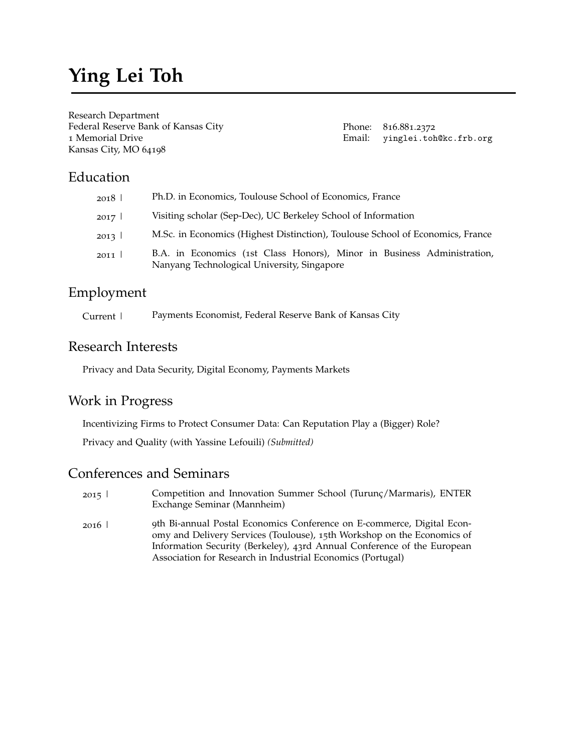# Ying Lei Toh

Research Department
Federal Reserve Bank of Kansas City
1 Memorial Drive
Kansas City, MO 64198

Phone: 816.881.2372
Email: `yinglei.toh@kc.frb.org`

## Education

2018 | Ph.D. in Economics, Toulouse School of Economics, France

2017 | Visiting scholar (Sep-Dec), UC Berkeley School of Information

2013 | M.Sc. in Economics (Highest Distinction), Toulouse School of Economics, France

2011 | B.A. in Economics (1st Class Honors), Minor in Business Administration, Nanyang Technological University, Singapore

## Employment

Current | Payments Economist, Federal Reserve Bank of Kansas City

## Research Interests

Privacy and Data Security, Digital Economy, Payments Markets

## Work in Progress

Incentivizing Firms to Protect Consumer Data: Can Reputation Play a (Bigger) Role?

Privacy and Quality (with Yassine Lefouili) *(Submitted)*

## Conferences and Seminars

2015 | Competition and Innovation Summer School (Turunç/Marmaris), ENTER Exchange Seminar (Mannheim)

2016 | 9th Bi-annual Postal Economics Conference on E-commerce, Digital Economy and Delivery Services (Toulouse), 15th Workshop on the Economics of Information Security (Berkeley), 43rd Annual Conference of the European Association for Research in Industrial Economics (Portugal)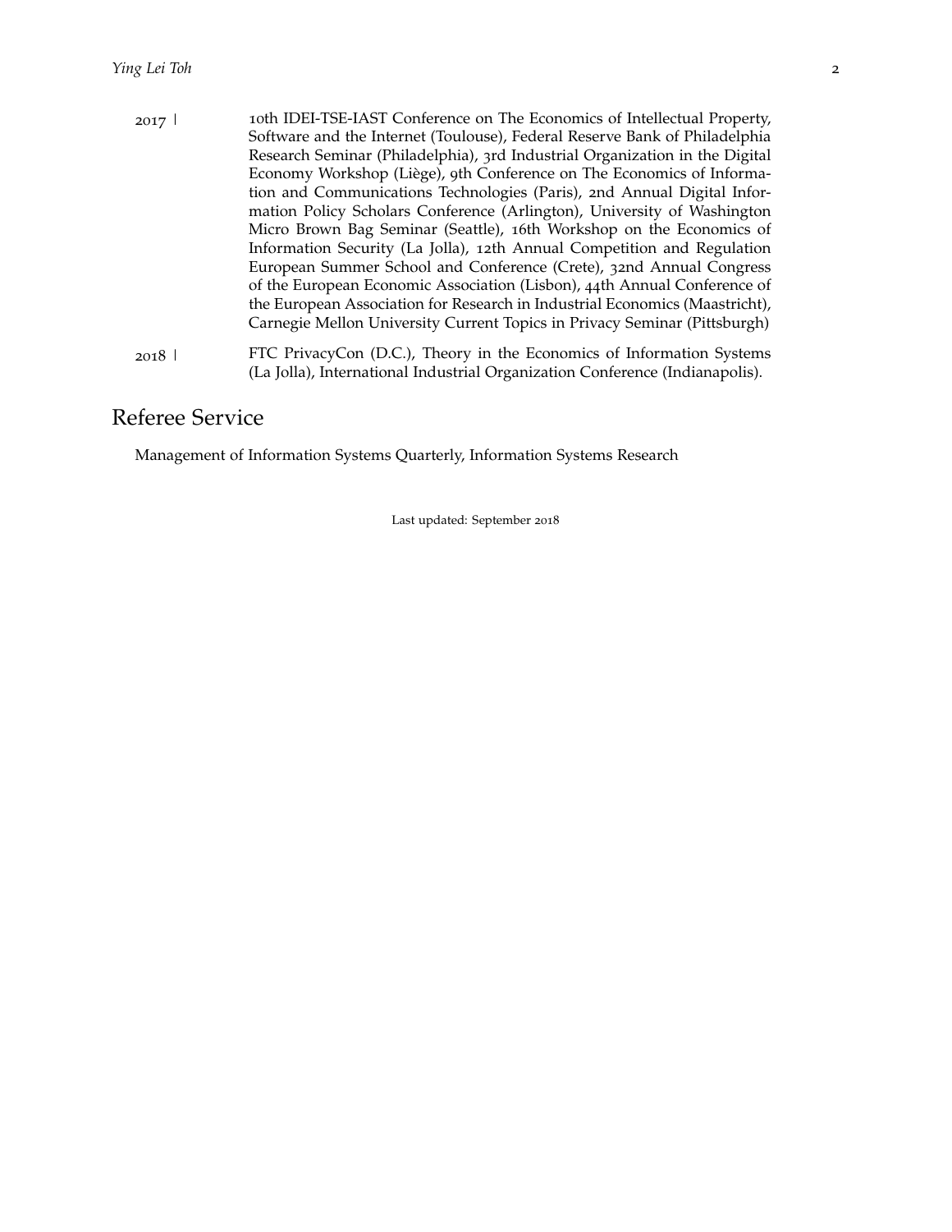2017 | 10th IDEI-TSE-IAST Conference on The Economics of Intellectual Property, Software and the Internet (Toulouse), Federal Reserve Bank of Philadelphia Research Seminar (Philadelphia), 3rd Industrial Organization in the Digital Economy Workshop (Liège), 9th Conference on The Economics of Information and Communications Technologies (Paris), 2nd Annual Digital Information Policy Scholars Conference (Arlington), University of Washington Micro Brown Bag Seminar (Seattle), 16th Workshop on the Economics of Information Security (La Jolla), 12th Annual Competition and Regulation European Summer School and Conference (Crete), 32nd Annual Congress of the European Economic Association (Lisbon), 44th Annual Conference of the European Association for Research in Industrial Economics (Maastricht), Carnegie Mellon University Current Topics in Privacy Seminar (Pittsburgh)

2018 | FTC PrivacyCon (D.C.), Theory in the Economics of Information Systems (La Jolla), International Industrial Organization Conference (Indianapolis).

## Referee Service

Management of Information Systems Quarterly, Information Systems Research

Last updated: September 2018